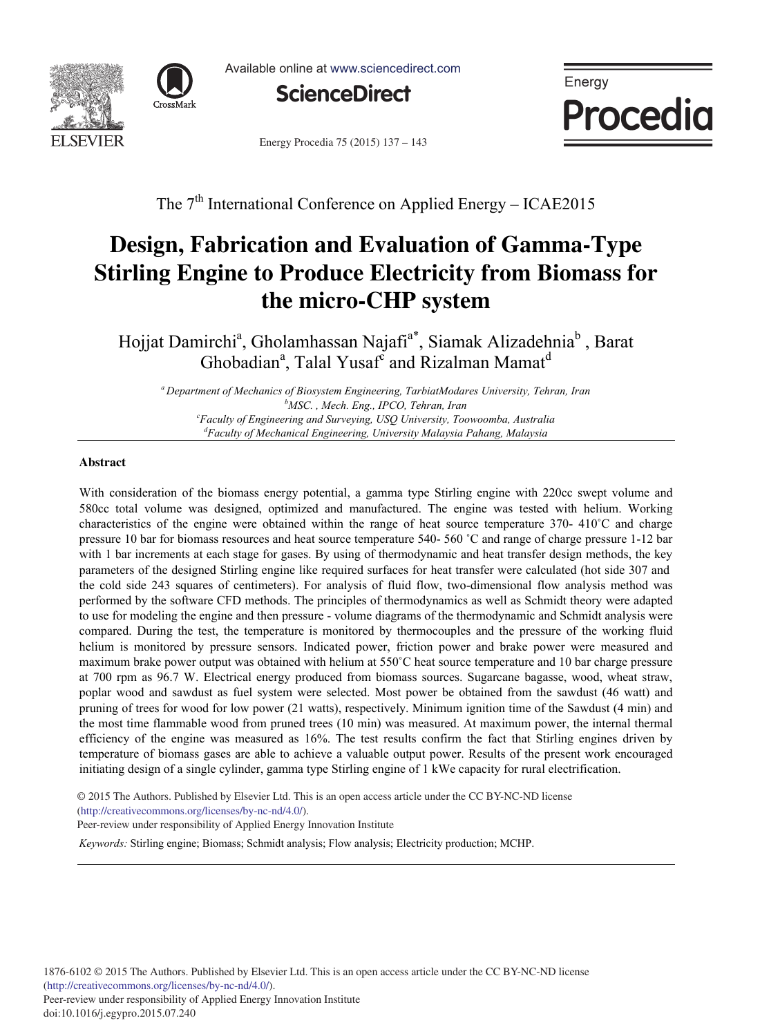The 7th International Conference on Applied Energy – ICAE2015

# Design, Fabrication and Evaluation of Gamma-Type Stirling Engine to Produce Electricity from Biomass for the micro-CHP system

Hojjat Damirchi[a], Gholamhassan Najafi[a*], Siamak Alizadehnia[b], Barat Ghobadian[a], Talal Yusaf[c] and Rizalman Mamat[d]

[a] Department of Mechanics of Biosystem Engineering, TarbiatModares University, Tehran, Iran
[b] MSC. , Mech. Eng., IPCO, Tehran, Iran
[c] Faculty of Engineering and Surveying, USQ University, Toowoomba, Australia
[d] Faculty of Mechanical Engineering, University Malaysia Pahang, Malaysia

## Abstract

With consideration of the biomass energy potential, a gamma type Stirling engine with 220cc swept volume and 580cc total volume was designed, optimized and manufactured. The engine was tested with helium. Working characteristics of the engine were obtained within the range of heat source temperature 370- 410˚C and charge pressure 10 bar for biomass resources and heat source temperature 540- 560 ˚C and range of charge pressure 1-12 bar with 1 bar increments at each stage for gases. By using of thermodynamic and heat transfer design methods, the key parameters of the designed Stirling engine like required surfaces for heat transfer were calculated (hot side 307 and the cold side 243 squares of centimeters). For analysis of fluid flow, two-dimensional flow analysis method was performed by the software CFD methods. The principles of thermodynamics as well as Schmidt theory were adapted to use for modeling the engine and then pressure - volume diagrams of the thermodynamic and Schmidt analysis were compared. During the test, the temperature is monitored by thermocouples and the pressure of the working fluid helium is monitored by pressure sensors. Indicated power, friction power and brake power were measured and maximum brake power output was obtained with helium at 550˚C heat source temperature and 10 bar charge pressure at 700 rpm as 96.7 W. Electrical energy produced from biomass sources. Sugarcane bagasse, wood, wheat straw, poplar wood and sawdust as fuel system were selected. Most power be obtained from the sawdust (46 watt) and pruning of trees for wood for low power (21 watts), respectively. Minimum ignition time of the Sawdust (4 min) and the most time flammable wood from pruned trees (10 min) was measured. At maximum power, the internal thermal efficiency of the engine was measured as 16%. The test results confirm the fact that Stirling engines driven by temperature of biomass gases are able to achieve a valuable output power. Results of the present work encouraged initiating design of a single cylinder, gamma type Stirling engine of 1 kWe capacity for rural electrification.

© 2015 The Authors. Published by Elsevier Ltd. This is an open access article under the CC BY-NC-ND license (http://creativecommons.org/licenses/by-nc-nd/4.0/).
Peer-review under responsibility of Applied Energy Innovation Institute

*Keywords:* Stirling engine; Biomass; Schmidt analysis; Flow analysis; Electricity production; MCHP.

1876-6102 © 2015 The Authors. Published by Elsevier Ltd. This is an open access article under the CC BY-NC-ND license (http://creativecommons.org/licenses/by-nc-nd/4.0/).
Peer-review under responsibility of Applied Energy Innovation Institute
doi:10.1016/j.egypro.2015.07.240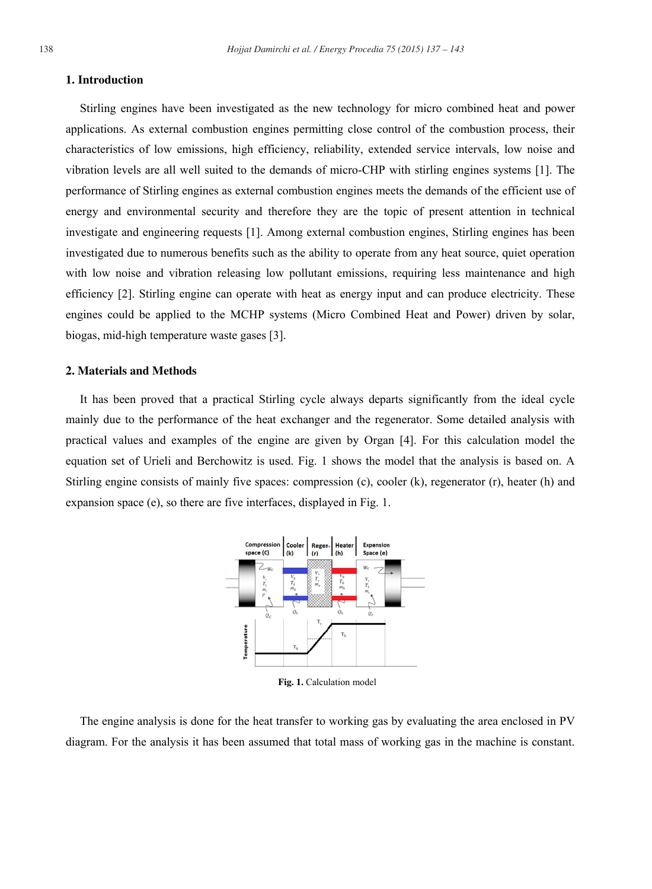## 1. Introduction

Stirling engines have been investigated as the new technology for micro combined heat and power applications. As external combustion engines permitting close control of the combustion process, their characteristics of low emissions, high efficiency, reliability, extended service intervals, low noise and vibration levels are all well suited to the demands of micro-CHP with stirling engines systems [1]. The performance of Stirling engines as external combustion engines meets the demands of the efficient use of energy and environmental security and therefore they are the topic of present attention in technical investigate and engineering requests [1]. Among external combustion engines, Stirling engines has been investigated due to numerous benefits such as the ability to operate from any heat source, quiet operation with low noise and vibration releasing low pollutant emissions, requiring less maintenance and high efficiency [2]. Stirling engine can operate with heat as energy input and can produce electricity. These engines could be applied to the MCHP systems (Micro Combined Heat and Power) driven by solar, biogas, mid-high temperature waste gases [3].

## 2. Materials and Methods

It has been proved that a practical Stirling cycle always departs significantly from the ideal cycle mainly due to the performance of the heat exchanger and the regenerator. Some detailed analysis with practical values and examples of the engine are given by Organ [4]. For this calculation model the equation set of Urieli and Berchowitz is used. Fig. 1 shows the model that the analysis is based on. A Stirling engine consists of mainly five spaces: compression (c), cooler (k), regenerator (r), heater (h) and expansion space (e), so there are five interfaces, displayed in Fig. 1.

**Fig. 1.** Calculation model

The engine analysis is done for the heat transfer to working gas by evaluating the area enclosed in PV diagram. For the analysis it has been assumed that total mass of working gas in the machine is constant.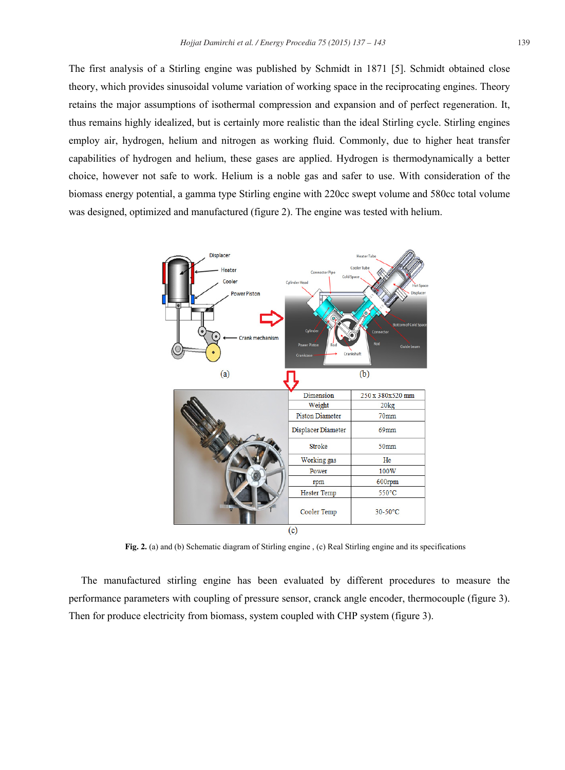The first analysis of a Stirling engine was published by Schmidt in 1871 [5]. Schmidt obtained close theory, which provides sinusoidal volume variation of working space in the reciprocating engines. Theory retains the major assumptions of isothermal compression and expansion and of perfect regeneration. It, thus remains highly idealized, but is certainly more realistic than the ideal Stirling cycle. Stirling engines employ air, hydrogen, helium and nitrogen as working fluid. Commonly, due to higher heat transfer capabilities of hydrogen and helium, these gases are applied. Hydrogen is thermodynamically a better choice, however not safe to work. Helium is a noble gas and safer to use. With consideration of the biomass energy potential, a gamma type Stirling engine with 220cc swept volume and 580cc total volume was designed, optimized and manufactured (figure 2). The engine was tested with helium.

| Dimension | 250 x 380x520 mm |
|---|---|
| Weight | 20kg |
| Piston Diameter | 70mm |
| Displacer Diameter | 69mm |
| Stroke | 50mm |
| Working gas | He |
| Power | 100W |
| rpm | 600rpm |
| Hester Temp | 550°C |
| Cooler Temp | 30-50°C |

**Fig. 2.** (a) and (b) Schematic diagram of Stirling engine , (c) Real Stirling engine and its specifications

The manufactured stirling engine has been evaluated by different procedures to measure the performance parameters with coupling of pressure sensor, cranck angle encoder, thermocouple (figure 3). Then for produce electricity from biomass, system coupled with CHP system (figure 3).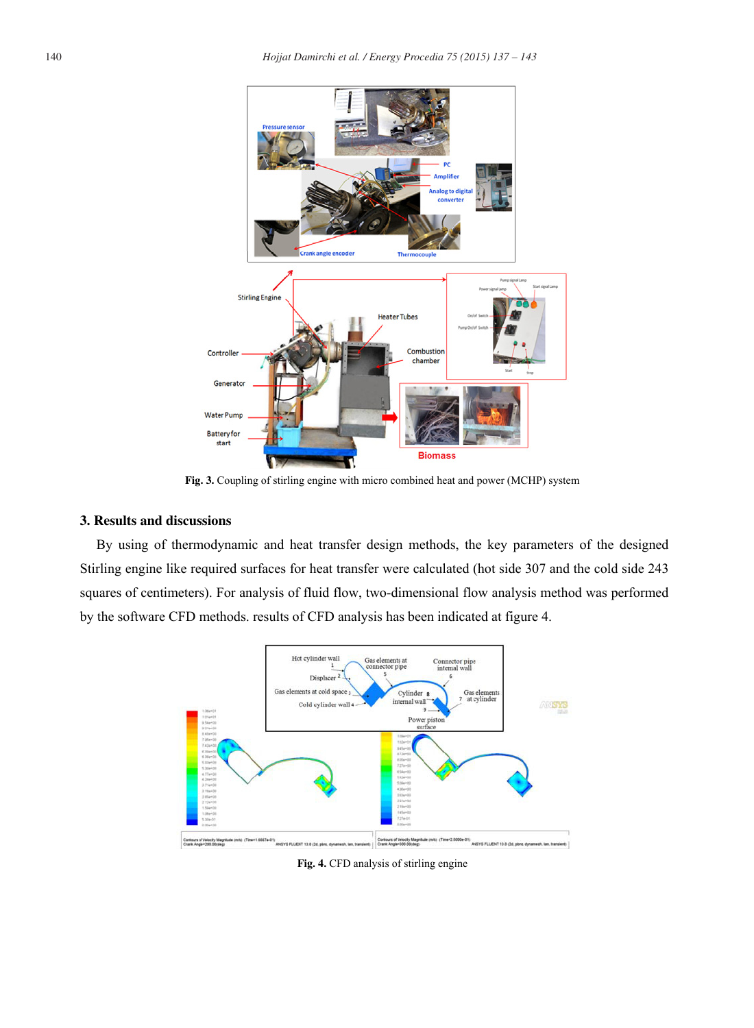Fig. 3. Coupling of stirling engine with micro combined heat and power (MCHP) system

## 3. Results and discussions

By using of thermodynamic and heat transfer design methods, the key parameters of the designed Stirling engine like required surfaces for heat transfer were calculated (hot side 307 and the cold side 243 squares of centimeters). For analysis of fluid flow, two-dimensional flow analysis method was performed by the software CFD methods. results of CFD analysis has been indicated at figure 4.

Fig. 4. CFD analysis of stirling engine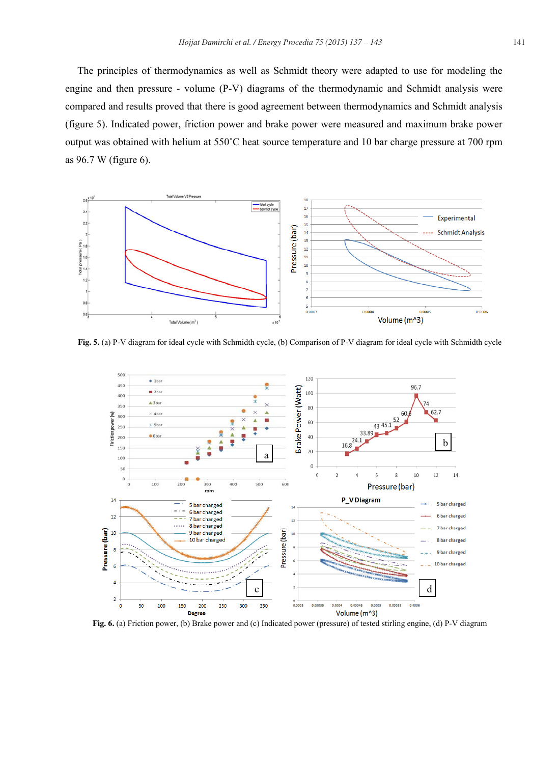The principles of thermodynamics as well as Schmidt theory were adapted to use for modeling the engine and then pressure - volume (P-V) diagrams of the thermodynamic and Schmidt analysis were compared and results proved that there is good agreement between thermodynamics and Schmidt analysis (figure 5). Indicated power, friction power and brake power were measured and maximum brake power output was obtained with helium at 550˚C heat source temperature and 10 bar charge pressure at 700 rpm as 96.7 W (figure 6).

**Fig. 5.** (a) P-V diagram for ideal cycle with Schmidth cycle, (b) Comparison of P-V diagram for ideal cycle with Schmidth cycle

**Fig. 6.** (a) Friction power, (b) Brake power and (c) Indicated power (pressure) of tested stirling engine, (d) P-V diagram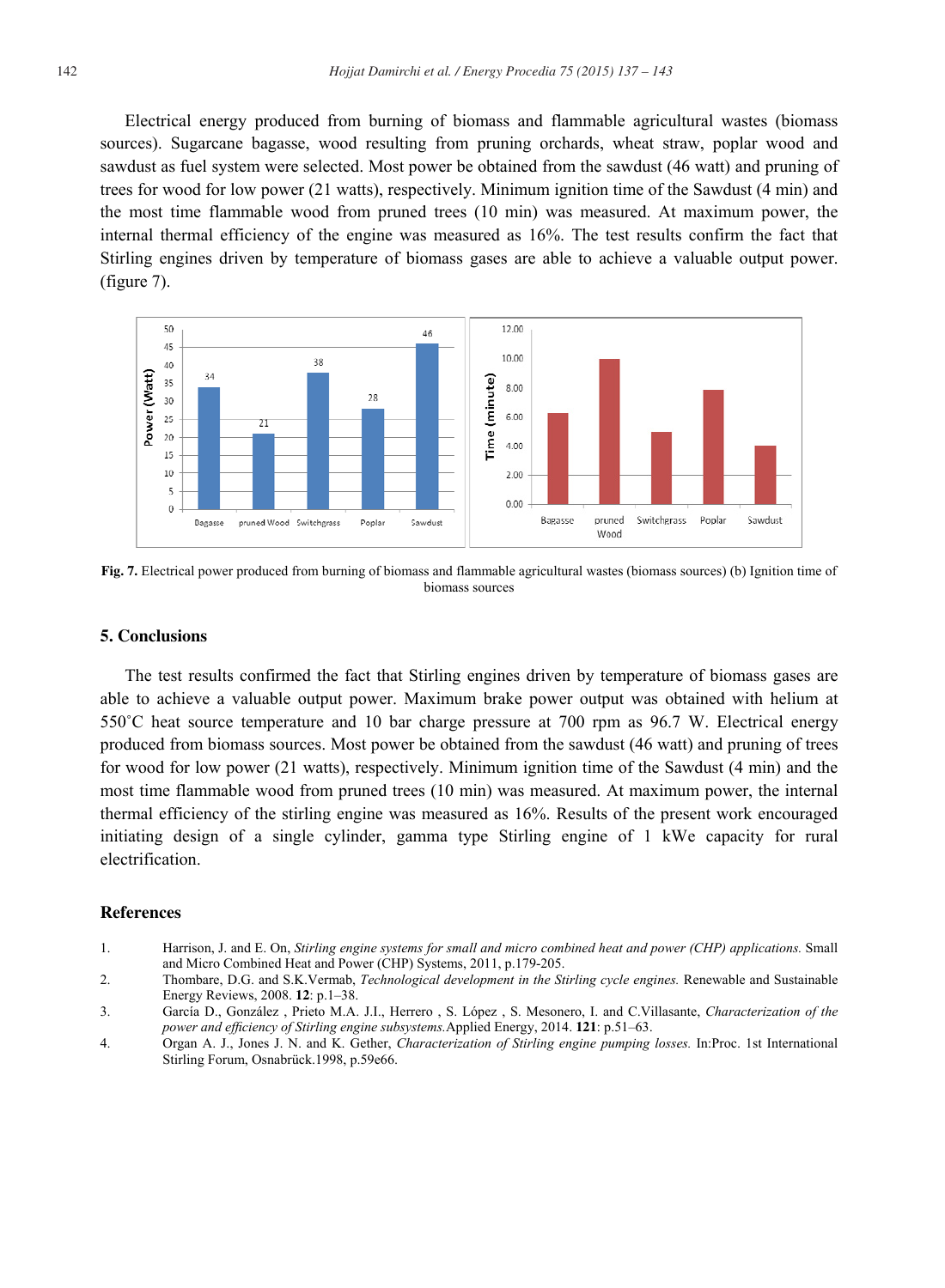Electrical energy produced from burning of biomass and flammable agricultural wastes (biomass sources). Sugarcane bagasse, wood resulting from pruning orchards, wheat straw, poplar wood and sawdust as fuel system were selected. Most power be obtained from the sawdust (46 watt) and pruning of trees for wood for low power (21 watts), respectively. Minimum ignition time of the Sawdust (4 min) and the most time flammable wood from pruned trees (10 min) was measured. At maximum power, the internal thermal efficiency of the engine was measured as 16%. The test results confirm the fact that Stirling engines driven by temperature of biomass gases are able to achieve a valuable output power. (figure 7).

**Fig. 7.** Electrical power produced from burning of biomass and flammable agricultural wastes (biomass sources) (b) Ignition time of biomass sources

## 5. Conclusions

The test results confirmed the fact that Stirling engines driven by temperature of biomass gases are able to achieve a valuable output power. Maximum brake power output was obtained with helium at 550˚C heat source temperature and 10 bar charge pressure at 700 rpm as 96.7 W. Electrical energy produced from biomass sources. Most power be obtained from the sawdust (46 watt) and pruning of trees for wood for low power (21 watts), respectively. Minimum ignition time of the Sawdust (4 min) and the most time flammable wood from pruned trees (10 min) was measured. At maximum power, the internal thermal efficiency of the stirling engine was measured as 16%. Results of the present work encouraged initiating design of a single cylinder, gamma type Stirling engine of 1 kWe capacity for rural electrification.

## References

1. Harrison, J. and E. On, *Stirling engine systems for small and micro combined heat and power (CHP) applications.* Small and Micro Combined Heat and Power (CHP) Systems, 2011, p.179-205.
2. Thombare, D.G. and S.K.Vermab, *Technological development in the Stirling cycle engines.* Renewable and Sustainable Energy Reviews, 2008. **12**: p.1–38.
3. García D., González , Prieto M.A. J.I., Herrero , S. López , S. Mesonero, I. and C.Villasante, *Characterization of the power and efficiency of Stirling engine subsystems.* Applied Energy, 2014. **121**: p.51–63.
4. Organ A. J., Jones J. N. and K. Gether, *Characterization of Stirling engine pumping losses.* In:Proc. 1st International Stirling Forum, Osnabrück.1998, p.59e66.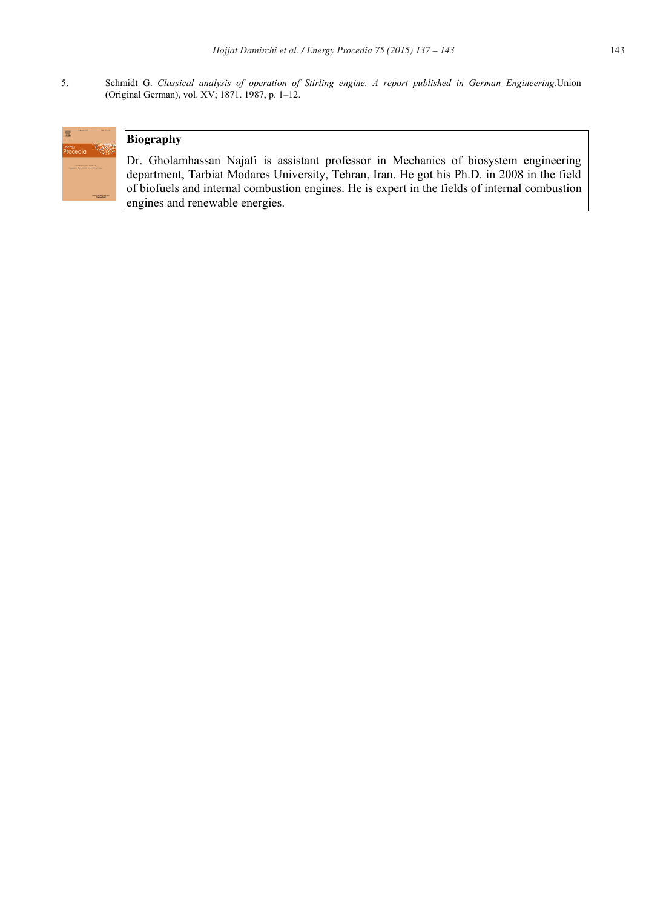5. Schmidt G. *Classical analysis of operation of Stirling engine. A report published in German Engineering.*Union (Original German), vol. XV; 1871. 1987, p. 1–12.

**Biography**

Dr. Gholamhassan Najafi is assistant professor in Mechanics of biosystem engineering department, Tarbiat Modares University, Tehran, Iran. He got his Ph.D. in 2008 in the field of biofuels and internal combustion engines. He is expert in the fields of internal combustion engines and renewable energies.